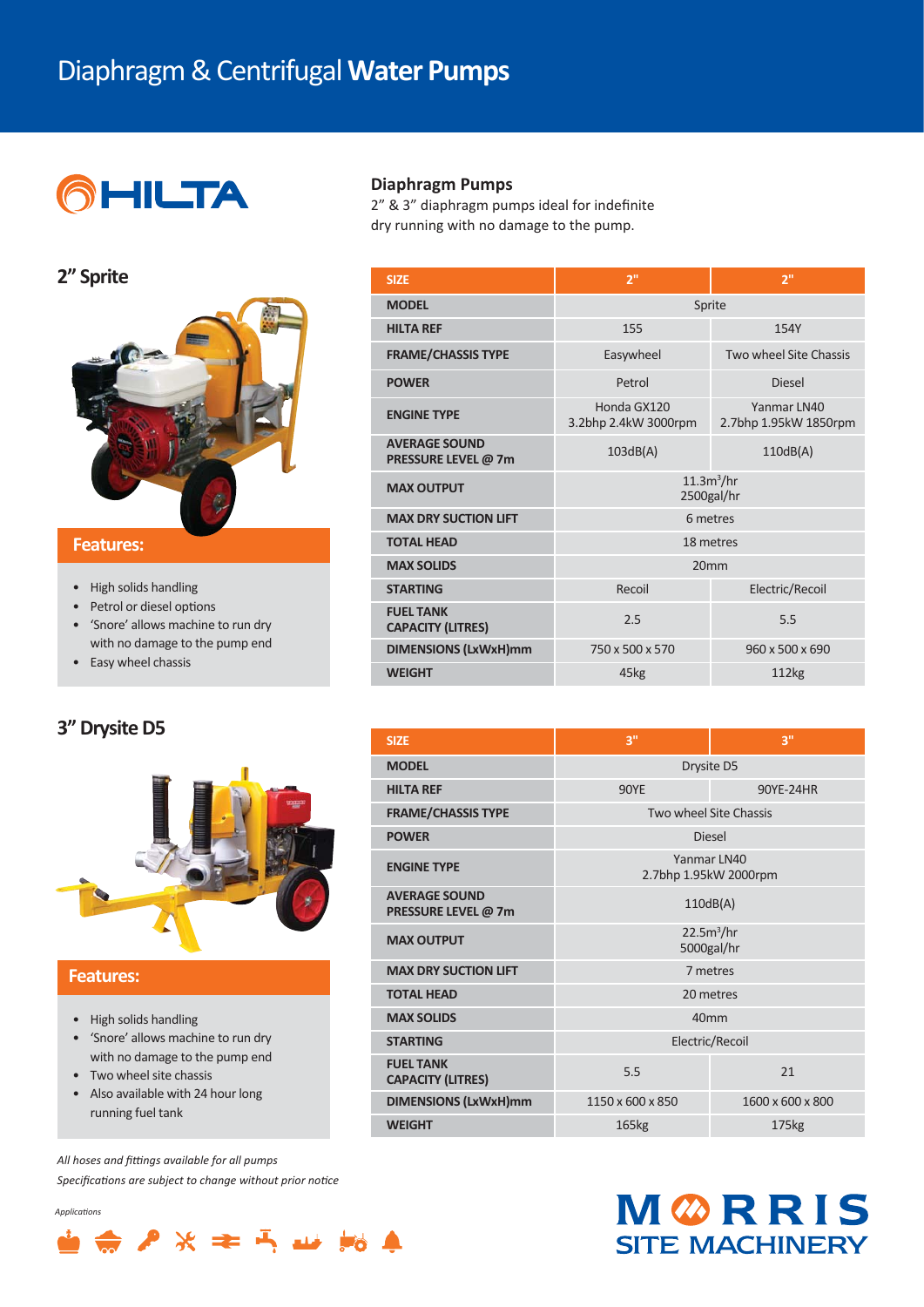# Diaphragm & Centrifugal **Water Pumps**

HILTA

## Diaphragm Pumps

2" & 3" diaphragm pumps ideal for indefinite dry running with no damage to the pump.

## 2" Sprite

### Features:

- High solids handling
- Petrol or diesel options
- 'Snore' allows machine to run dry with no damage to the pump end
- Easy wheel chassis

| SIZE | 2" | 2" |
|---|---|---|
| MODEL | Sprite | |
| HILTA REF | 155 | 154Y |
| FRAME/CHASSIS TYPE | Easywheel | Two wheel Site Chassis |
| POWER | Petrol | Diesel |
| ENGINE TYPE | Honda GX120 3.2bhp 2.4kW 3000rpm | Yanmar LN40 2.7bhp 1.95kW 1850rpm |
| AVERAGE SOUND PRESSURE LEVEL @ 7m | 103dB(A) | 110dB(A) |
| MAX OUTPUT | 11.3m³/hr 2500gal/hr | |
| MAX DRY SUCTION LIFT | 6 metres | |
| TOTAL HEAD | 18 metres | |
| MAX SOLIDS | 20mm | |
| STARTING | Recoil | Electric/Recoil |
| FUEL TANK CAPACITY (LITRES) | 2.5 | 5.5 |
| DIMENSIONS (LxWxH)mm | 750 x 500 x 570 | 960 x 500 x 690 |
| WEIGHT | 45kg | 112kg |

## 3" Drysite D5

### Features:

- High solids handling
- 'Snore' allows machine to run dry with no damage to the pump end
- Two wheel site chassis
- Also available with 24 hour long running fuel tank

| SIZE | 3" | 3" |
|---|---|---|
| MODEL | Drysite D5 | |
| HILTA REF | 90YE | 90YE-24HR |
| FRAME/CHASSIS TYPE | Two wheel Site Chassis | |
| POWER | Diesel | |
| ENGINE TYPE | Yanmar LN40 2.7bhp 1.95kW 2000rpm | |
| AVERAGE SOUND PRESSURE LEVEL @ 7m | 110dB(A) | |
| MAX OUTPUT | 22.5m³/hr 5000gal/hr | |
| MAX DRY SUCTION LIFT | 7 metres | |
| TOTAL HEAD | 20 metres | |
| MAX SOLIDS | 40mm | |
| STARTING | Electric/Recoil | |
| FUEL TANK CAPACITY (LITRES) | 5.5 | 21 |
| DIMENSIONS (LxWxH)mm | 1150 x 600 x 850 | 1600 x 600 x 800 |
| WEIGHT | 165kg | 175kg |

*All hoses and fittings available for all pumps*

*Specifications are subject to change without prior notice*

*Applications*

MORRIS SITE MACHINERY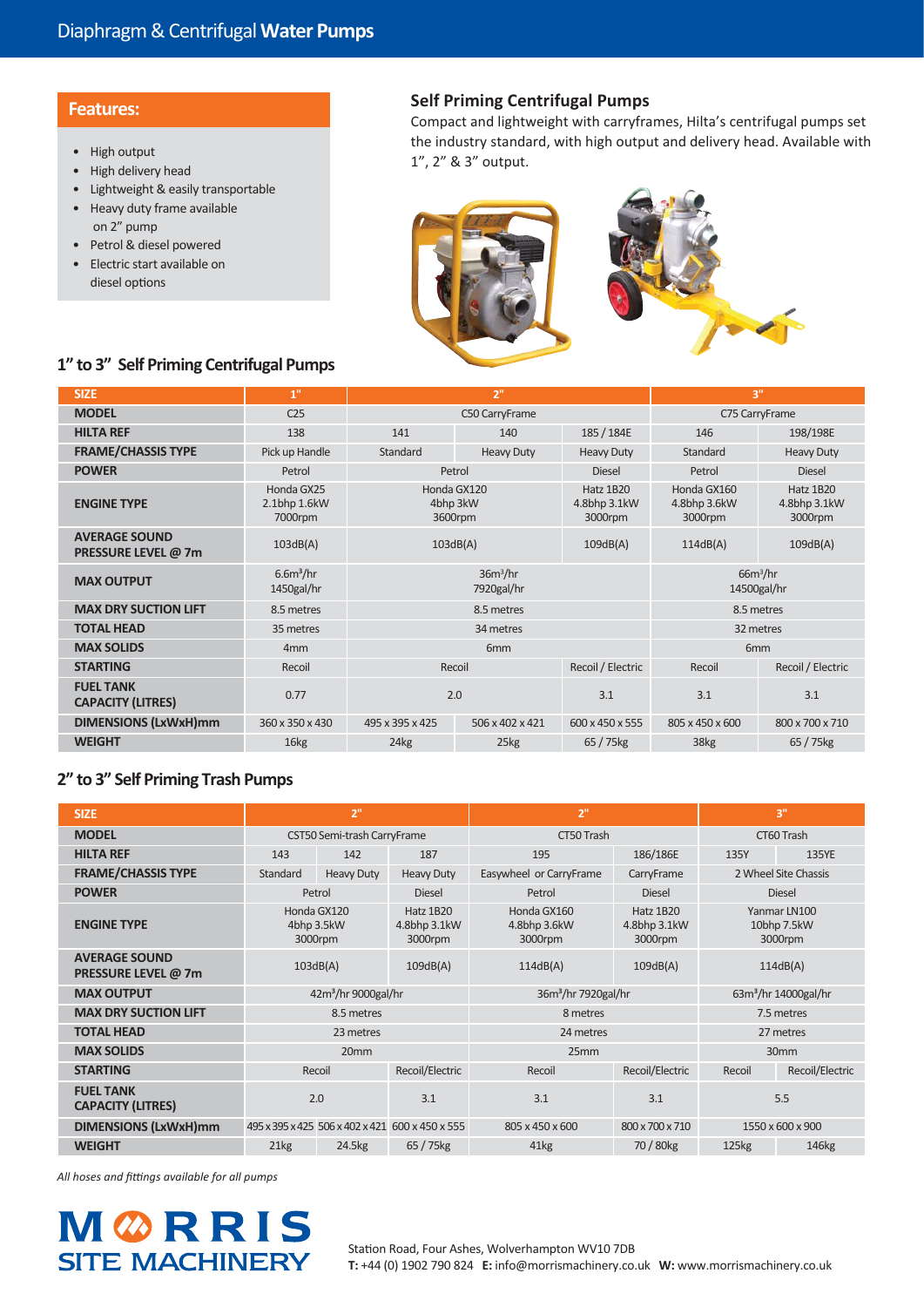# Diaphragm & Centrifugal **Water Pumps**

## Features:

- High output
- High delivery head
- Lightweight & easily transportable
- Heavy duty frame available on 2" pump
- Petrol & diesel powered
- Electric start available on diesel options

## Self Priming Centrifugal Pumps

Compact and lightweight with carryframes, Hilta's centrifugal pumps set the industry standard, with high output and delivery head. Available with 1", 2" & 3" output.

## 1" to 3" Self Priming Centrifugal Pumps

| SIZE | 1" | 2" | | | 3" | |
|---|---|---|---|---|---|---|
| MODEL | C25 | C50 CarryFrame | | | C75 CarryFrame | |
| HILTA REF | 138 | 141 | 140 | 185 / 184E | 146 | 198/198E |
| FRAME/CHASSIS TYPE | Pick up Handle | Standard | Heavy Duty | Heavy Duty | Standard | Heavy Duty |
| POWER | Petrol | Petrol | | Diesel | Petrol | Diesel |
| ENGINE TYPE | Honda GX25 2.1bhp 1.6kW 7000rpm | Honda GX120 4bhp 3kW 3600rpm | | Hatz 1B20 4.8bhp 3.1kW 3000rpm | Honda GX160 4.8bhp 3.6kW 3000rpm | Hatz 1B20 4.8bhp 3.1kW 3000rpm |
| AVERAGE SOUND PRESSURE LEVEL @ 7m | 103dB(A) | 103dB(A) | | 109dB(A) | 114dB(A) | 109dB(A) |
| MAX OUTPUT | 6.6m³/hr 1450gal/hr | 36m³/hr 7920gal/hr | | | 66m³/hr 14500gal/hr | |
| MAX DRY SUCTION LIFT | 8.5 metres | 8.5 metres | | | 8.5 metres | |
| TOTAL HEAD | 35 metres | 34 metres | | | 32 metres | |
| MAX SOLIDS | 4mm | 6mm | | | 6mm | |
| STARTING | Recoil | Recoil | | Recoil / Electric | Recoil | Recoil / Electric |
| FUEL TANK CAPACITY (LITRES) | 0.77 | 2.0 | | 3.1 | 3.1 | 3.1 |
| DIMENSIONS (LxWxH)mm | 360 x 350 x 430 | 495 x 395 x 425 | 506 x 402 x 421 | 600 x 450 x 555 | 805 x 450 x 600 | 800 x 700 x 710 |
| WEIGHT | 16kg | 24kg | 25kg | 65 / 75kg | 38kg | 65 / 75kg |

## 2" to 3" Self Priming Trash Pumps

| SIZE | 2" | | | 2" | | 3" | |
|---|---|---|---|---|---|---|---|
| MODEL | CST50 Semi-trash CarryFrame | | | CT50 Trash | | CT60 Trash | |
| HILTA REF | 143 | 142 | 187 | 195 | 186/186E | 135Y | 135YE |
| FRAME/CHASSIS TYPE | Standard | Heavy Duty | Heavy Duty | Easywheel or CarryFrame | CarryFrame | 2 Wheel Site Chassis | |
| POWER | Petrol | | Diesel | Petrol | Diesel | Diesel | |
| ENGINE TYPE | Honda GX120 4bhp 3.5kW 3000rpm | | Hatz 1B20 4.8bhp 3.1kW 3000rpm | Honda GX160 4.8bhp 3.6kW 3000rpm | Hatz 1B20 4.8bhp 3.1kW 3000rpm | Yanmar LN100 10bhp 7.5kW 3000rpm | |
| AVERAGE SOUND PRESSURE LEVEL @ 7m | 103dB(A) | | 109dB(A) | 114dB(A) | 109dB(A) | 114dB(A) | |
| MAX OUTPUT | 42m³/hr 9000gal/hr | | | 36m³/hr 7920gal/hr | | 63m³/hr 14000gal/hr | |
| MAX DRY SUCTION LIFT | 8.5 metres | | | 8 metres | | 7.5 metres | |
| TOTAL HEAD | 23 metres | | | 24 metres | | 27 metres | |
| MAX SOLIDS | 20mm | | | 25mm | | 30mm | |
| STARTING | Recoil | | Recoil/Electric | Recoil | Recoil/Electric | Recoil | Recoil/Electric |
| FUEL TANK CAPACITY (LITRES) | 2.0 | | 3.1 | 3.1 | 3.1 | 5.5 | |
| DIMENSIONS (LxWxH)mm | 495 x 395 x 425 | 506 x 402 x 421 | 600 x 450 x 555 | 805 x 450 x 600 | 800 x 700 x 710 | 1550 x 600 x 900 | |
| WEIGHT | 21kg | 24.5kg | 65 / 75kg | 41kg | 70 / 80kg | 125kg | 146kg |

*All hoses and fittings available for all pumps*

**MORRIS SITE MACHINERY**

Station Road, Four Ashes, Wolverhampton WV10 7DB
**T:** +44 (0) 1902 790 824 **E:** info@morrismachinery.co.uk **W:** www.morrismachinery.co.uk